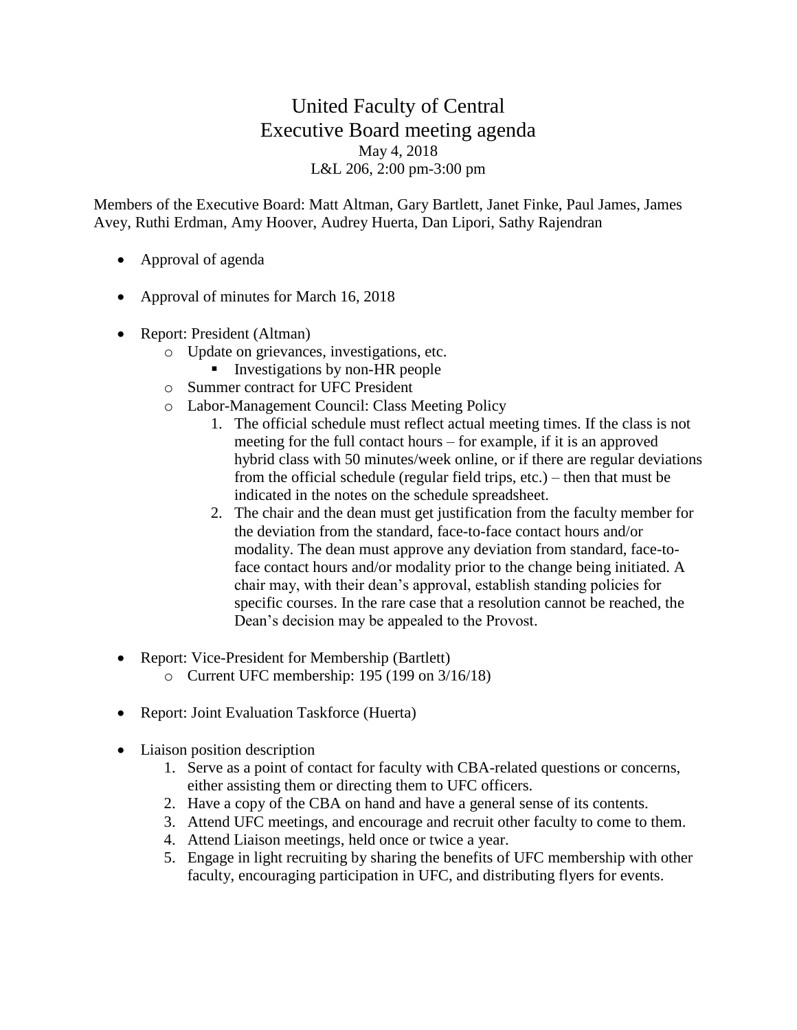# United Faculty of Central
## Executive Board meeting agenda
May 4, 2018
L&L 206, 2:00 pm-3:00 pm

Members of the Executive Board: Matt Altman, Gary Bartlett, Janet Finke, Paul James, James Avey, Ruthi Erdman, Amy Hoover, Audrey Huerta, Dan Lipori, Sathy Rajendran

- Approval of agenda
- Approval of minutes for March 16, 2018
- Report: President (Altman)
  - Update on grievances, investigations, etc.
    - Investigations by non-HR people
  - Summer contract for UFC President
  - Labor-Management Council: Class Meeting Policy
    1. The official schedule must reflect actual meeting times. If the class is not meeting for the full contact hours – for example, if it is an approved hybrid class with 50 minutes/week online, or if there are regular deviations from the official schedule (regular field trips, etc.) – then that must be indicated in the notes on the schedule spreadsheet.
    2. The chair and the dean must get justification from the faculty member for the deviation from the standard, face-to-face contact hours and/or modality. The dean must approve any deviation from standard, face-to-face contact hours and/or modality prior to the change being initiated. A chair may, with their dean's approval, establish standing policies for specific courses. In the rare case that a resolution cannot be reached, the Dean's decision may be appealed to the Provost.
- Report: Vice-President for Membership (Bartlett)
  - Current UFC membership: 195 (199 on 3/16/18)
- Report: Joint Evaluation Taskforce (Huerta)
- Liaison position description
  1. Serve as a point of contact for faculty with CBA-related questions or concerns, either assisting them or directing them to UFC officers.
  2. Have a copy of the CBA on hand and have a general sense of its contents.
  3. Attend UFC meetings, and encourage and recruit other faculty to come to them.
  4. Attend Liaison meetings, held once or twice a year.
  5. Engage in light recruiting by sharing the benefits of UFC membership with other faculty, encouraging participation in UFC, and distributing flyers for events.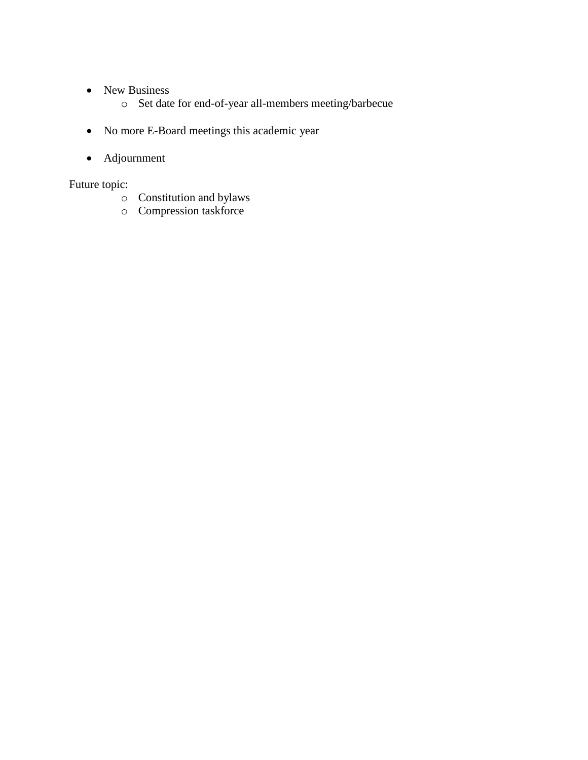- New Business
    - Set date for end-of-year all-members meeting/barbecue

- No more E-Board meetings this academic year

- Adjournment

Future topic:

- Constitution and bylaws
- Compression taskforce